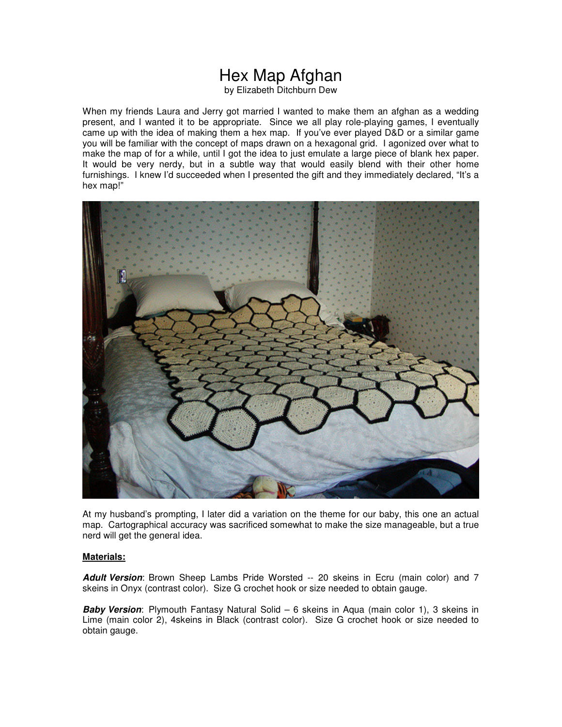# Hex Map Afghan

by Elizabeth Ditchburn Dew

When my friends Laura and Jerry got married I wanted to make them an afghan as a wedding present, and I wanted it to be appropriate. Since we all play role-playing games, I eventually came up with the idea of making them a hex map. If you've ever played D&D or a similar game you will be familiar with the concept of maps drawn on a hexagonal grid. I agonized over what to make the map of for a while, until I got the idea to just emulate a large piece of blank hex paper. It would be very nerdy, but in a subtle way that would easily blend with their other home furnishings. I knew I'd succeeded when I presented the gift and they immediately declared, "It's a hex map!"

At my husband's prompting, I later did a variation on the theme for our baby, this one an actual map. Cartographical accuracy was sacrificed somewhat to make the size manageable, but a true nerd will get the general idea.

**Materials:**

***Adult Version***: Brown Sheep Lambs Pride Worsted -- 20 skeins in Ecru (main color) and 7 skeins in Onyx (contrast color). Size G crochet hook or size needed to obtain gauge.

***Baby Version***: Plymouth Fantasy Natural Solid – 6 skeins in Aqua (main color 1), 3 skeins in Lime (main color 2), 4skeins in Black (contrast color). Size G crochet hook or size needed to obtain gauge.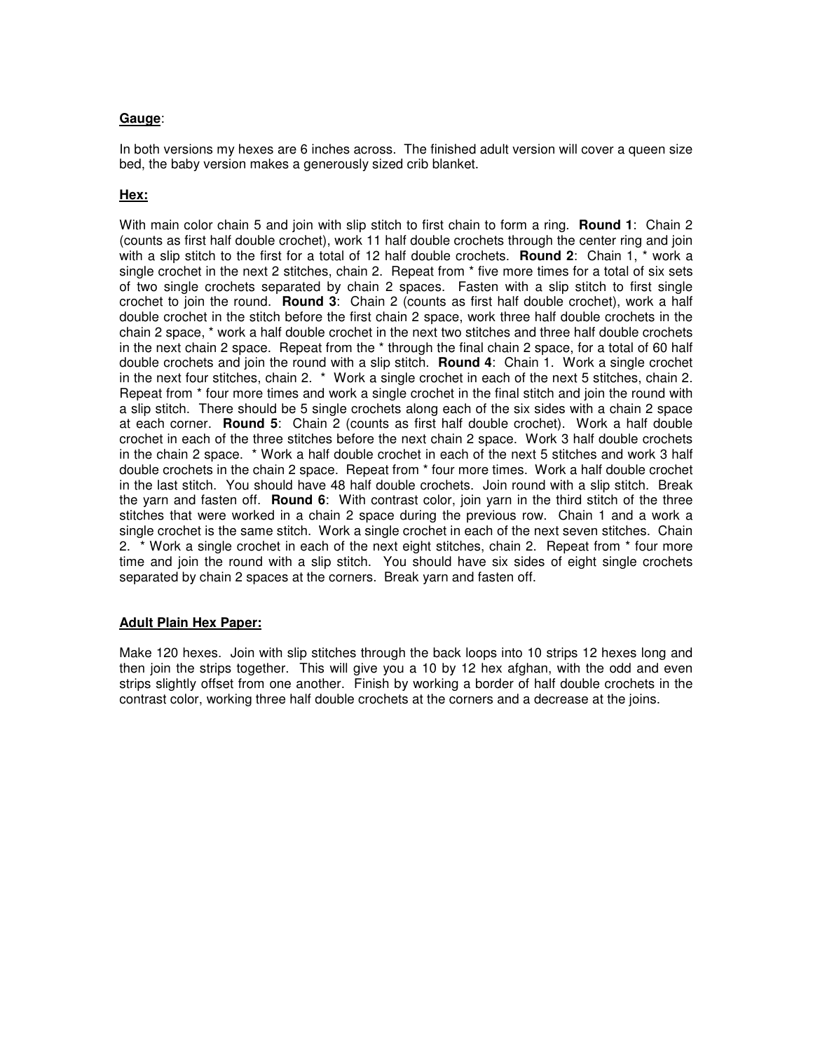**Gauge**:

In both versions my hexes are 6 inches across. The finished adult version will cover a queen size bed, the baby version makes a generously sized crib blanket.

**Hex:**

With main color chain 5 and join with slip stitch to first chain to form a ring. **Round 1**: Chain 2 (counts as first half double crochet), work 11 half double crochets through the center ring and join with a slip stitch to the first for a total of 12 half double crochets. **Round 2**: Chain 1, * work a single crochet in the next 2 stitches, chain 2. Repeat from * five more times for a total of six sets of two single crochets separated by chain 2 spaces. Fasten with a slip stitch to first single crochet to join the round. **Round 3**: Chain 2 (counts as first half double crochet), work a half double crochet in the stitch before the first chain 2 space, work three half double crochets in the chain 2 space, * work a half double crochet in the next two stitches and three half double crochets in the next chain 2 space. Repeat from the * through the final chain 2 space, for a total of 60 half double crochets and join the round with a slip stitch. **Round 4**: Chain 1. Work a single crochet in the next four stitches, chain 2. * Work a single crochet in each of the next 5 stitches, chain 2. Repeat from * four more times and work a single crochet in the final stitch and join the round with a slip stitch. There should be 5 single crochets along each of the six sides with a chain 2 space at each corner. **Round 5**: Chain 2 (counts as first half double crochet). Work a half double crochet in each of the three stitches before the next chain 2 space. Work 3 half double crochets in the chain 2 space. * Work a half double crochet in each of the next 5 stitches and work 3 half double crochets in the chain 2 space. Repeat from * four more times. Work a half double crochet in the last stitch. You should have 48 half double crochets. Join round with a slip stitch. Break the yarn and fasten off. **Round 6**: With contrast color, join yarn in the third stitch of the three stitches that were worked in a chain 2 space during the previous row. Chain 1 and a work a single crochet is the same stitch. Work a single crochet in each of the next seven stitches. Chain 2. * Work a single crochet in each of the next eight stitches, chain 2. Repeat from * four more time and join the round with a slip stitch. You should have six sides of eight single crochets separated by chain 2 spaces at the corners. Break yarn and fasten off.

**Adult Plain Hex Paper:**

Make 120 hexes. Join with slip stitches through the back loops into 10 strips 12 hexes long and then join the strips together. This will give you a 10 by 12 hex afghan, with the odd and even strips slightly offset from one another. Finish by working a border of half double crochets in the contrast color, working three half double crochets at the corners and a decrease at the joins.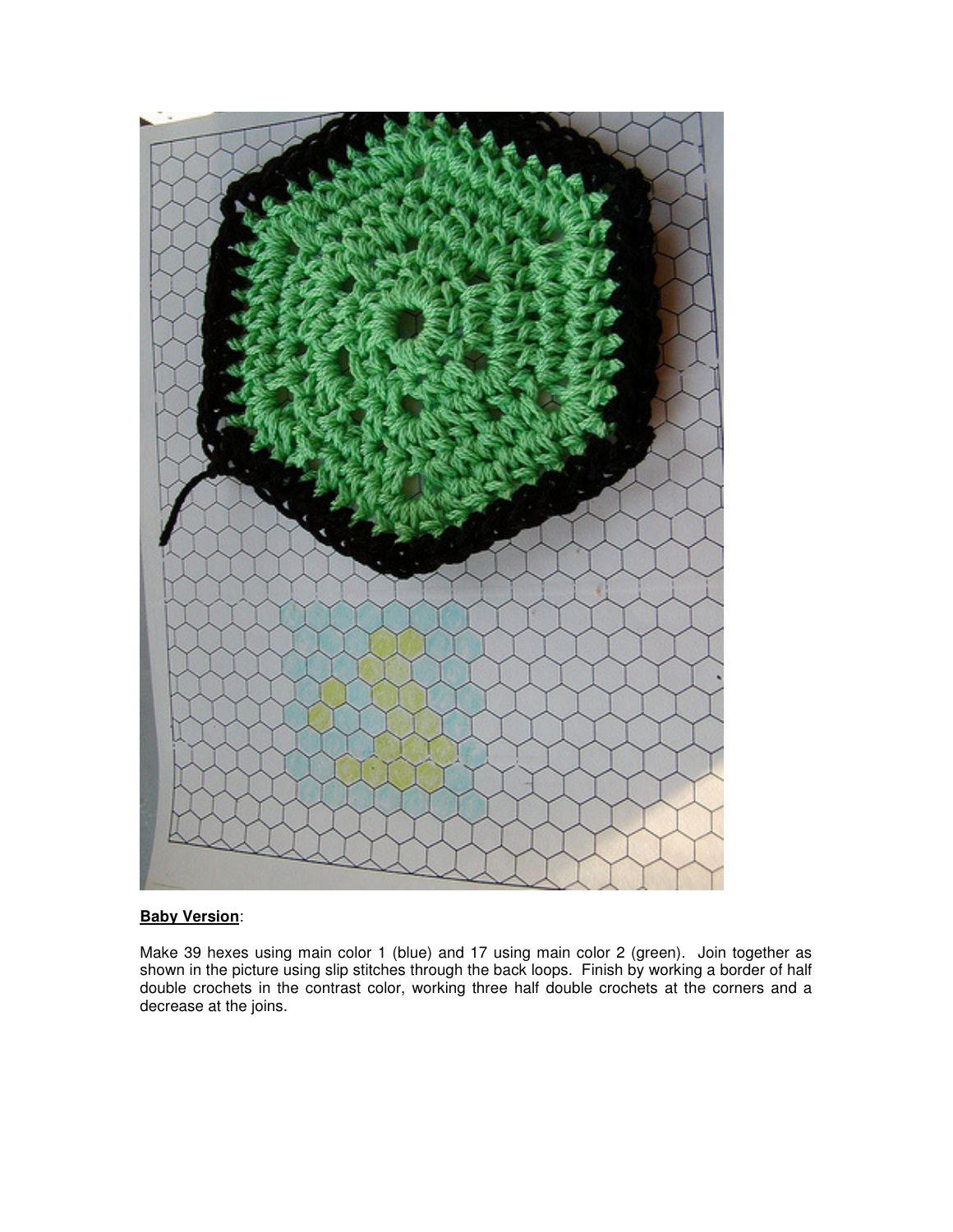**Baby Version**:

Make 39 hexes using main color 1 (blue) and 17 using main color 2 (green). Join together as shown in the picture using slip stitches through the back loops. Finish by working a border of half double crochets in the contrast color, working three half double crochets at the corners and a decrease at the joins.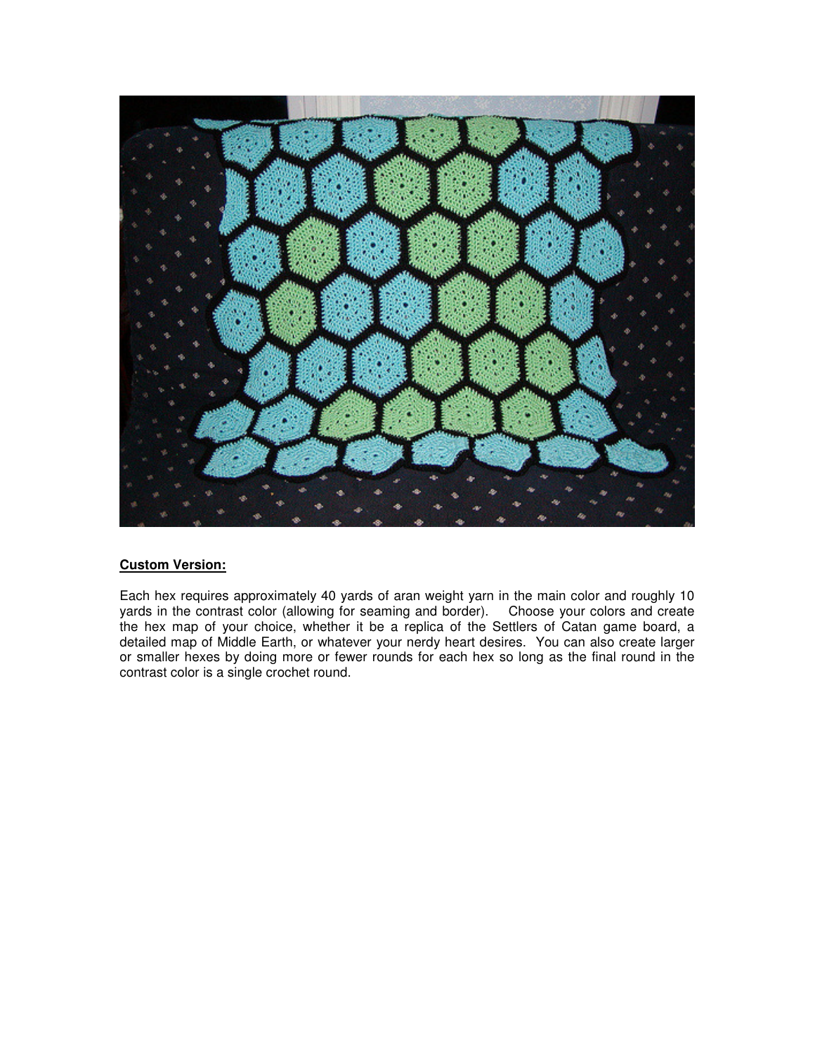**Custom Version:**

Each hex requires approximately 40 yards of aran weight yarn in the main color and roughly 10 yards in the contrast color (allowing for seaming and border). Choose your colors and create the hex map of your choice, whether it be a replica of the Settlers of Catan game board, a detailed map of Middle Earth, or whatever your nerdy heart desires. You can also create larger or smaller hexes by doing more or fewer rounds for each hex so long as the final round in the contrast color is a single crochet round.